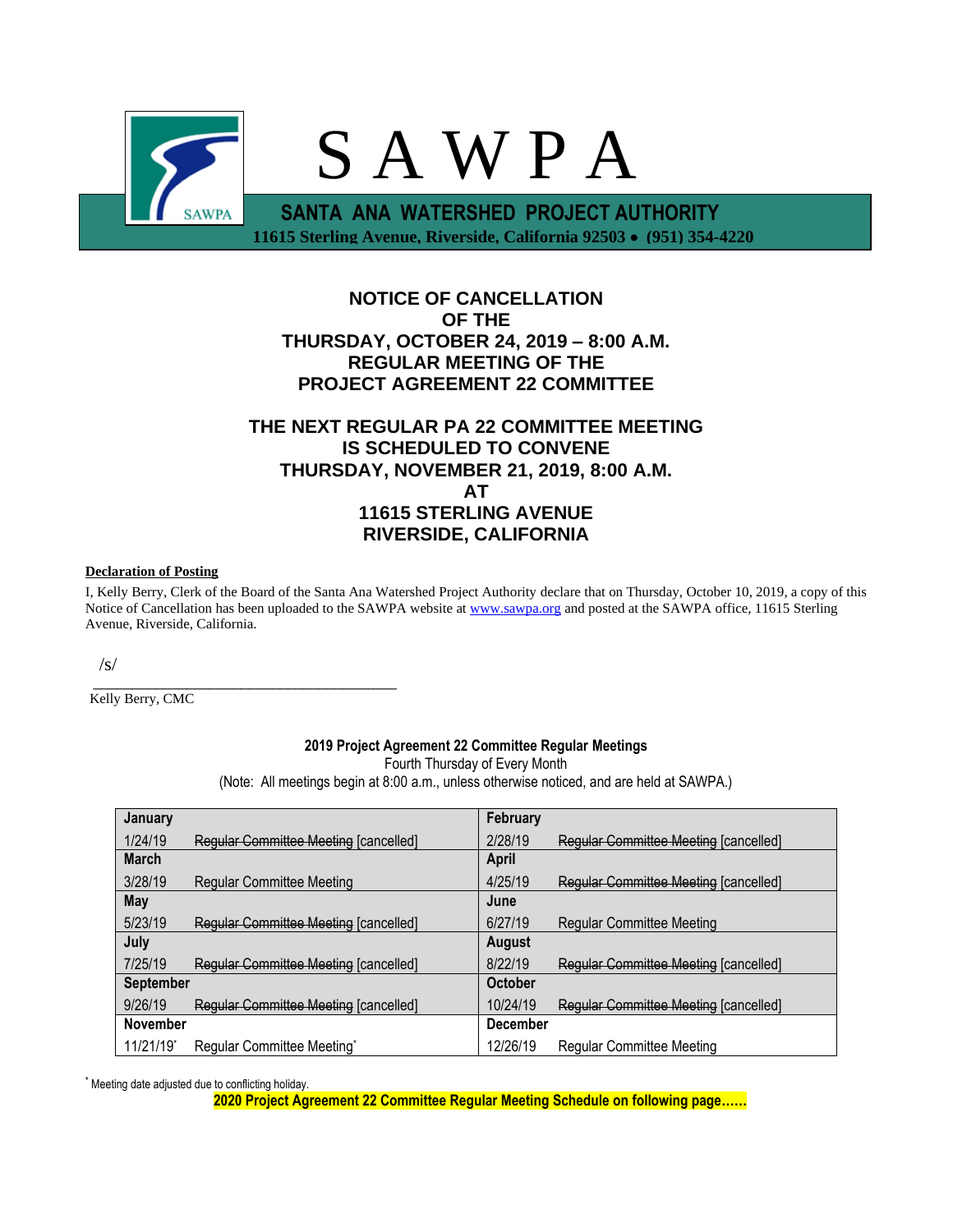# S A W P A

**SANTA ANA WATERSHED PROJECT AUTHORITY**

**11615 Sterling Avenue, Riverside, California 92503 • (951) 354-4220**

## NOTICE OF CANCELLATION OF THE THURSDAY, OCTOBER 24, 2019 – 8:00 A.M. REGULAR MEETING OF THE PROJECT AGREEMENT 22 COMMITTEE

## THE NEXT REGULAR PA 22 COMMITTEE MEETING IS SCHEDULED TO CONVENE THURSDAY, NOVEMBER 21, 2019, 8:00 A.M. AT 11615 STERLING AVENUE RIVERSIDE, CALIFORNIA

**Declaration of Posting**

I, Kelly Berry, Clerk of the Board of the Santa Ana Watershed Project Authority declare that on Thursday, October 10, 2019, a copy of this Notice of Cancellation has been uploaded to the SAWPA website at www.sawpa.org and posted at the SAWPA office, 11615 Sterling Avenue, Riverside, California.

/s/

Kelly Berry, CMC

**2019 Project Agreement 22 Committee Regular Meetings**

Fourth Thursday of Every Month

(Note: All meetings begin at 8:00 a.m., unless otherwise noticed, and are held at SAWPA.)

| **January** | | **February** | |
|---|---|---|---|
| 1/24/19 | ~~Regular Committee Meeting~~ [cancelled] | 2/28/19 | ~~Regular Committee Meeting~~ [cancelled] |
| **March** | | **April** | |
| 3/28/19 | Regular Committee Meeting | 4/25/19 | ~~Regular Committee Meeting~~ [cancelled] |
| **May** | | **June** | |
| 5/23/19 | ~~Regular Committee Meeting~~ [cancelled] | 6/27/19 | Regular Committee Meeting |
| **July** | | **August** | |
| 7/25/19 | ~~Regular Committee Meeting~~ [cancelled] | 8/22/19 | ~~Regular Committee Meeting~~ [cancelled] |
| **September** | | **October** | |
| 9/26/19 | ~~Regular Committee Meeting~~ [cancelled] | 10/24/19 | ~~Regular Committee Meeting~~ [cancelled] |
| **November** | | **December** | |
| 11/21/19* | Regular Committee Meeting* | 12/26/19 | Regular Committee Meeting |

* Meeting date adjusted due to conflicting holiday.

**2020 Project Agreement 22 Committee Regular Meeting Schedule on following page……**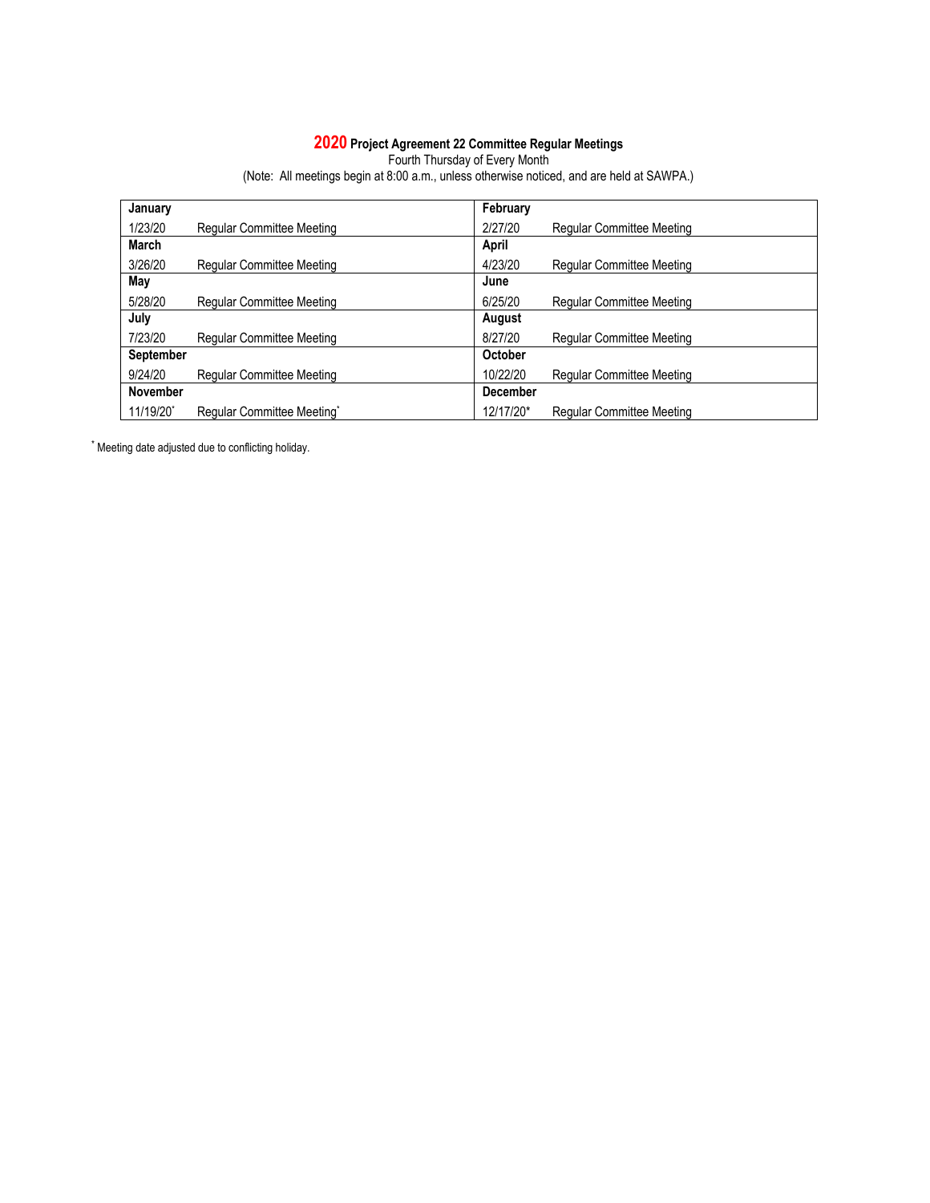# 2020 Project Agreement 22 Committee Regular Meetings

Fourth Thursday of Every Month

(Note: All meetings begin at 8:00 a.m., unless otherwise noticed, and are held at SAWPA.)

| | | | |
|---|---|---|---|
| **January** | | **February** | |
| 1/23/20 | Regular Committee Meeting | 2/27/20 | Regular Committee Meeting |
| **March** | | **April** | |
| 3/26/20 | Regular Committee Meeting | 4/23/20 | Regular Committee Meeting |
| **May** | | **June** | |
| 5/28/20 | Regular Committee Meeting | 6/25/20 | Regular Committee Meeting |
| **July** | | **August** | |
| 7/23/20 | Regular Committee Meeting | 8/27/20 | Regular Committee Meeting |
| **September** | | **October** | |
| 9/24/20 | Regular Committee Meeting | 10/22/20 | Regular Committee Meeting |
| **November** | | **December** | |
| 11/19/20* | Regular Committee Meeting* | 12/17/20* | Regular Committee Meeting |

* Meeting date adjusted due to conflicting holiday.